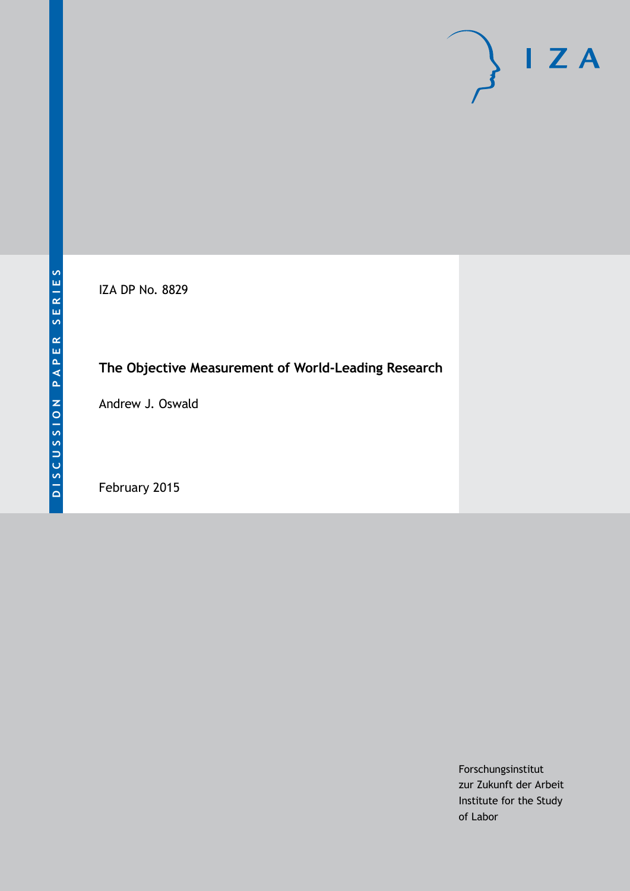DISCUSSION PAPER SERIES

IZA

IZA DP No. 8829

# The Objective Measurement of World-Leading Research

Andrew J. Oswald

February 2015

Forschungsinstitut
zur Zukunft der Arbeit
Institute for the Study
of Labor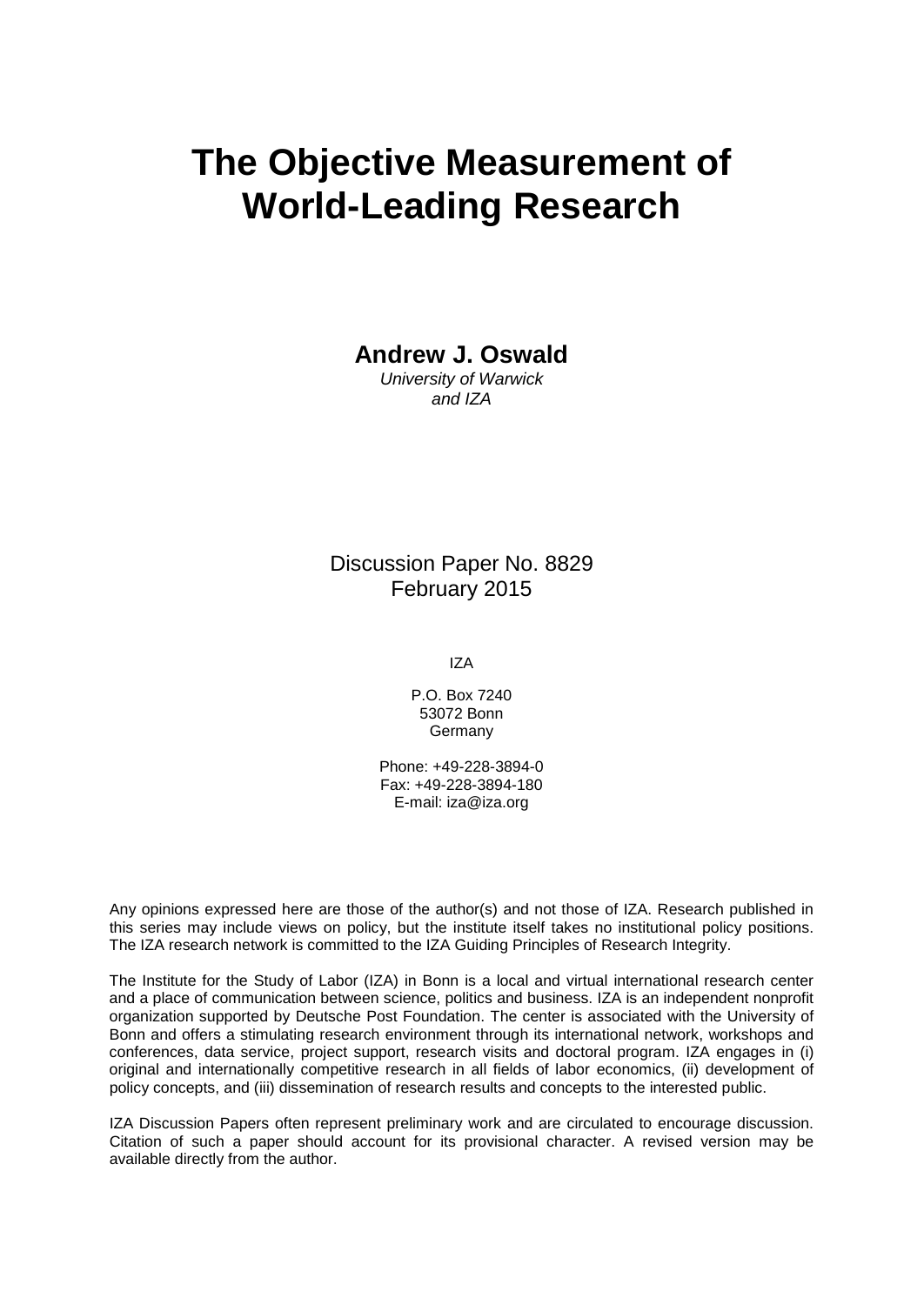# The Objective Measurement of World-Leading Research

**Andrew J. Oswald**

*University of Warwick*
*and IZA*

Discussion Paper No. 8829
February 2015

IZA

P.O. Box 7240
53072 Bonn
Germany

Phone: +49-228-3894-0
Fax: +49-228-3894-180
E-mail: iza@iza.org

Any opinions expressed here are those of the author(s) and not those of IZA. Research published in this series may include views on policy, but the institute itself takes no institutional policy positions. The IZA research network is committed to the IZA Guiding Principles of Research Integrity.

The Institute for the Study of Labor (IZA) in Bonn is a local and virtual international research center and a place of communication between science, politics and business. IZA is an independent nonprofit organization supported by Deutsche Post Foundation. The center is associated with the University of Bonn and offers a stimulating research environment through its international network, workshops and conferences, data service, project support, research visits and doctoral program. IZA engages in (i) original and internationally competitive research in all fields of labor economics, (ii) development of policy concepts, and (iii) dissemination of research results and concepts to the interested public.

IZA Discussion Papers often represent preliminary work and are circulated to encourage discussion. Citation of such a paper should account for its provisional character. A revised version may be available directly from the author.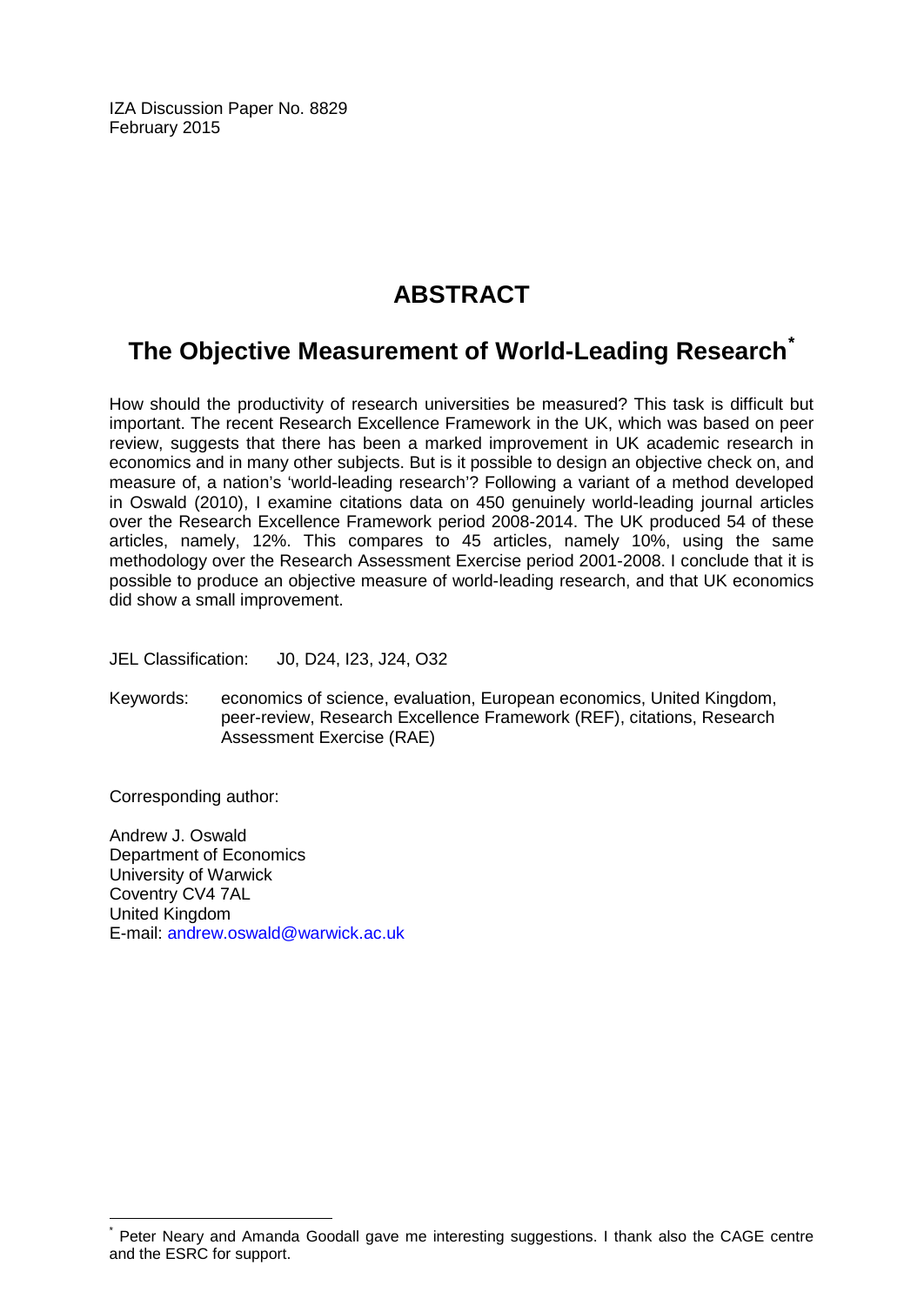IZA Discussion Paper No. 8829
February 2015

# ABSTRACT

## The Objective Measurement of World-Leading Research*

How should the productivity of research universities be measured? This task is difficult but important. The recent Research Excellence Framework in the UK, which was based on peer review, suggests that there has been a marked improvement in UK academic research in economics and in many other subjects. But is it possible to design an objective check on, and measure of, a nation's 'world-leading research'? Following a variant of a method developed in Oswald (2010), I examine citations data on 450 genuinely world-leading journal articles over the Research Excellence Framework period 2008-2014. The UK produced 54 of these articles, namely, 12%. This compares to 45 articles, namely 10%, using the same methodology over the Research Assessment Exercise period 2001-2008. I conclude that it is possible to produce an objective measure of world-leading research, and that UK economics did show a small improvement.

JEL Classification: J0, D24, I23, J24, O32

Keywords: economics of science, evaluation, European economics, United Kingdom, peer-review, Research Excellence Framework (REF), citations, Research Assessment Exercise (RAE)

Corresponding author:

Andrew J. Oswald
Department of Economics
University of Warwick
Coventry CV4 7AL
United Kingdom
E-mail: andrew.oswald@warwick.ac.uk

---

* Peter Neary and Amanda Goodall gave me interesting suggestions. I thank also the CAGE centre and the ESRC for support.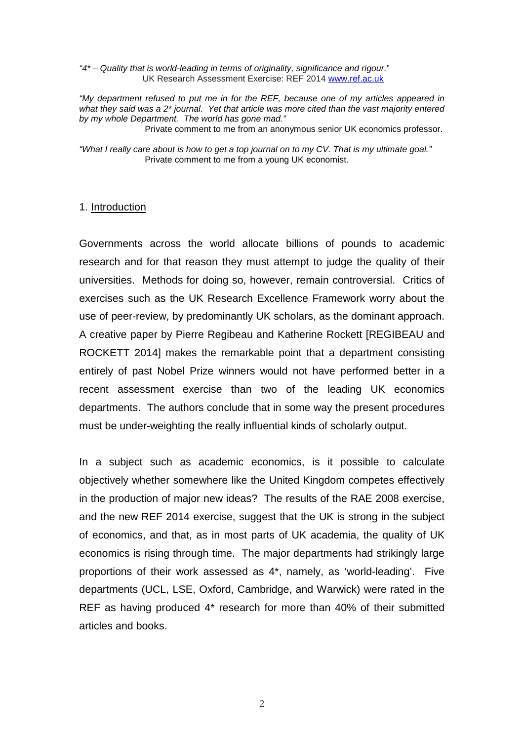*"4\* – Quality that is world-leading in terms of originality, significance and rigour."*
UK Research Assessment Exercise: REF 2014 www.ref.ac.uk

*"My department refused to put me in for the REF, because one of my articles appeared in what they said was a 2\* journal. Yet that article was more cited than the vast majority entered by my whole Department. The world has gone mad."*
Private comment to me from an anonymous senior UK economics professor.

*"What I really care about is how to get a top journal on to my CV. That is my ultimate goal."*
Private comment to me from a young UK economist.

## 1. Introduction

Governments across the world allocate billions of pounds to academic research and for that reason they must attempt to judge the quality of their universities. Methods for doing so, however, remain controversial. Critics of exercises such as the UK Research Excellence Framework worry about the use of peer-review, by predominantly UK scholars, as the dominant approach. A creative paper by Pierre Regibeau and Katherine Rockett [REGIBEAU and ROCKETT 2014] makes the remarkable point that a department consisting entirely of past Nobel Prize winners would not have performed better in a recent assessment exercise than two of the leading UK economics departments. The authors conclude that in some way the present procedures must be under-weighting the really influential kinds of scholarly output.

In a subject such as academic economics, is it possible to calculate objectively whether somewhere like the United Kingdom competes effectively in the production of major new ideas? The results of the RAE 2008 exercise, and the new REF 2014 exercise, suggest that the UK is strong in the subject of economics, and that, as in most parts of UK academia, the quality of UK economics is rising through time. The major departments had strikingly large proportions of their work assessed as 4\*, namely, as 'world-leading'. Five departments (UCL, LSE, Oxford, Cambridge, and Warwick) were rated in the REF as having produced 4\* research for more than 40% of their submitted articles and books.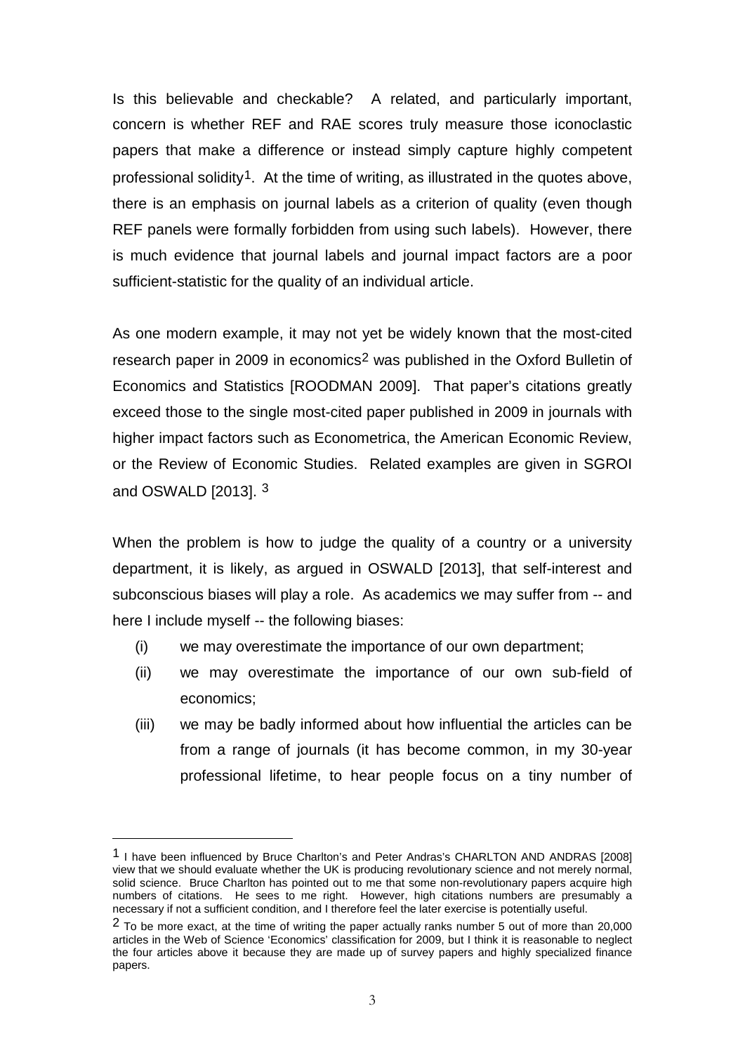Is this believable and checkable? A related, and particularly important, concern is whether REF and RAE scores truly measure those iconoclastic papers that make a difference or instead simply capture highly competent professional solidity[1]. At the time of writing, as illustrated in the quotes above, there is an emphasis on journal labels as a criterion of quality (even though REF panels were formally forbidden from using such labels). However, there is much evidence that journal labels and journal impact factors are a poor sufficient-statistic for the quality of an individual article.

As one modern example, it may not yet be widely known that the most-cited research paper in 2009 in economics[2] was published in the Oxford Bulletin of Economics and Statistics [ROODMAN 2009]. That paper's citations greatly exceed those to the single most-cited paper published in 2009 in journals with higher impact factors such as Econometrica, the American Economic Review, or the Review of Economic Studies. Related examples are given in SGROI and OSWALD [2013]. [3]

When the problem is how to judge the quality of a country or a university department, it is likely, as argued in OSWALD [2013], that self-interest and subconscious biases will play a role. As academics we may suffer from -- and here I include myself -- the following biases:

(i) we may overestimate the importance of our own department;

(ii) we may overestimate the importance of our own sub-field of economics;

(iii) we may be badly informed about how influential the articles can be from a range of journals (it has become common, in my 30-year professional lifetime, to hear people focus on a tiny number of

---

[1] I have been influenced by Bruce Charlton's and Peter Andras's CHARLTON AND ANDRAS [2008] view that we should evaluate whether the UK is producing revolutionary science and not merely normal, solid science. Bruce Charlton has pointed out to me that some non-revolutionary papers acquire high numbers of citations. He sees to me right. However, high citations numbers are presumably a necessary if not a sufficient condition, and I therefore feel the later exercise is potentially useful.

[2] To be more exact, at the time of writing the paper actually ranks number 5 out of more than 20,000 articles in the Web of Science 'Economics' classification for 2009, but I think it is reasonable to neglect the four articles above it because they are made up of survey papers and highly specialized finance papers.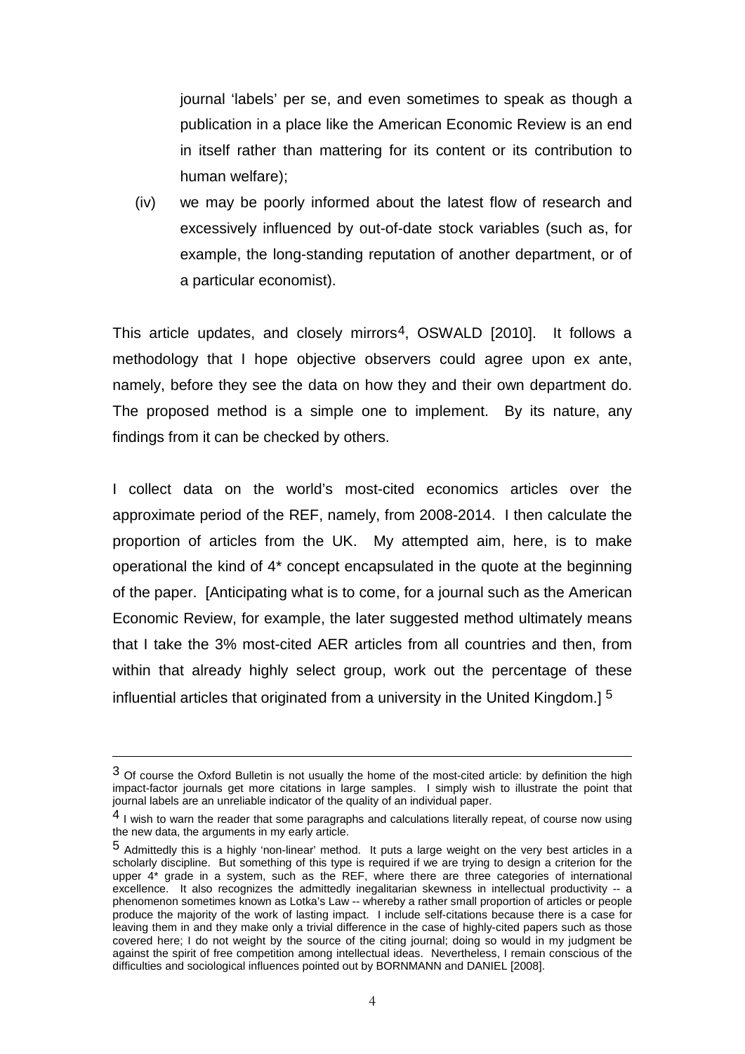journal 'labels' per se, and even sometimes to speak as though a publication in a place like the American Economic Review is an end in itself rather than mattering for its content or its contribution to human welfare);

(iv) we may be poorly informed about the latest flow of research and excessively influenced by out-of-date stock variables (such as, for example, the long-standing reputation of another department, or of a particular economist).

This article updates, and closely mirrors[4], OSWALD [2010]. It follows a methodology that I hope objective observers could agree upon ex ante, namely, before they see the data on how they and their own department do. The proposed method is a simple one to implement. By its nature, any findings from it can be checked by others.

I collect data on the world's most-cited economics articles over the approximate period of the REF, namely, from 2008-2014. I then calculate the proportion of articles from the UK. My attempted aim, here, is to make operational the kind of 4* concept encapsulated in the quote at the beginning of the paper. [Anticipating what is to come, for a journal such as the American Economic Review, for example, the later suggested method ultimately means that I take the 3% most-cited AER articles from all countries and then, from within that already highly select group, work out the percentage of these influential articles that originated from a university in the United Kingdom.] [5]

---

[3] Of course the Oxford Bulletin is not usually the home of the most-cited article: by definition the high impact-factor journals get more citations in large samples. I simply wish to illustrate the point that journal labels are an unreliable indicator of the quality of an individual paper.

[4] I wish to warn the reader that some paragraphs and calculations literally repeat, of course now using the new data, the arguments in my early article.

[5] Admittedly this is a highly 'non-linear' method. It puts a large weight on the very best articles in a scholarly discipline. But something of this type is required if we are trying to design a criterion for the upper 4* grade in a system, such as the REF, where there are three categories of international excellence. It also recognizes the admittedly inegalitarian skewness in intellectual productivity -- a phenomenon sometimes known as Lotka's Law -- whereby a rather small proportion of articles or people produce the majority of the work of lasting impact. I include self-citations because there is a case for leaving them in and they make only a trivial difference in the case of highly-cited papers such as those covered here; I do not weight by the source of the citing journal; doing so would in my judgment be against the spirit of free competition among intellectual ideas. Nevertheless, I remain conscious of the difficulties and sociological influences pointed out by BORNMANN and DANIEL [2008].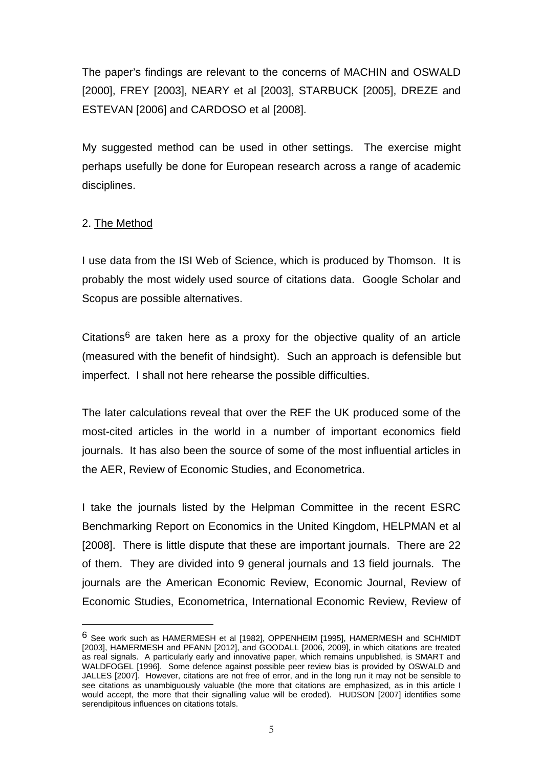The paper's findings are relevant to the concerns of MACHIN and OSWALD [2000], FREY [2003], NEARY et al [2003], STARBUCK [2005], DREZE and ESTEVAN [2006] and CARDOSO et al [2008].

My suggested method can be used in other settings. The exercise might perhaps usefully be done for European research across a range of academic disciplines.

## 2. The Method

I use data from the ISI Web of Science, which is produced by Thomson. It is probably the most widely used source of citations data. Google Scholar and Scopus are possible alternatives.

Citations[6] are taken here as a proxy for the objective quality of an article (measured with the benefit of hindsight). Such an approach is defensible but imperfect. I shall not here rehearse the possible difficulties.

The later calculations reveal that over the REF the UK produced some of the most-cited articles in the world in a number of important economics field journals. It has also been the source of some of the most influential articles in the AER, Review of Economic Studies, and Econometrica.

I take the journals listed by the Helpman Committee in the recent ESRC Benchmarking Report on Economics in the United Kingdom, HELPMAN et al [2008]. There is little dispute that these are important journals. There are 22 of them. They are divided into 9 general journals and 13 field journals. The journals are the American Economic Review, Economic Journal, Review of Economic Studies, Econometrica, International Economic Review, Review of

---

[6] See work such as HAMERMESH et al [1982], OPPENHEIM [1995], HAMERMESH and SCHMIDT [2003], HAMERMESH and PFANN [2012], and GOODALL [2006, 2009], in which citations are treated as real signals. A particularly early and innovative paper, which remains unpublished, is SMART and WALDFOGEL [1996]. Some defence against possible peer review bias is provided by OSWALD and JALLES [2007]. However, citations are not free of error, and in the long run it may not be sensible to see citations as unambiguously valuable (the more that citations are emphasized, as in this article I would accept, the more that their signalling value will be eroded). HUDSON [2007] identifies some serendipitous influences on citations totals.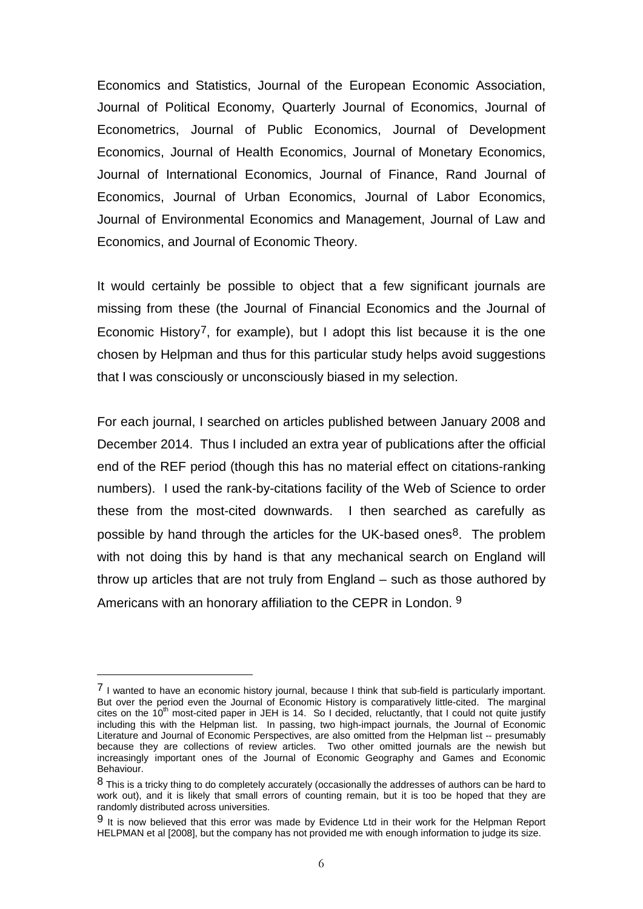Economics and Statistics, Journal of the European Economic Association, Journal of Political Economy, Quarterly Journal of Economics, Journal of Econometrics, Journal of Public Economics, Journal of Development Economics, Journal of Health Economics, Journal of Monetary Economics, Journal of International Economics, Journal of Finance, Rand Journal of Economics, Journal of Urban Economics, Journal of Labor Economics, Journal of Environmental Economics and Management, Journal of Law and Economics, and Journal of Economic Theory.

It would certainly be possible to object that a few significant journals are missing from these (the Journal of Financial Economics and the Journal of Economic History[7], for example), but I adopt this list because it is the one chosen by Helpman and thus for this particular study helps avoid suggestions that I was consciously or unconsciously biased in my selection.

For each journal, I searched on articles published between January 2008 and December 2014. Thus I included an extra year of publications after the official end of the REF period (though this has no material effect on citations-ranking numbers). I used the rank-by-citations facility of the Web of Science to order these from the most-cited downwards. I then searched as carefully as possible by hand through the articles for the UK-based ones[8]. The problem with not doing this by hand is that any mechanical search on England will throw up articles that are not truly from England – such as those authored by Americans with an honorary affiliation to the CEPR in London. [9]

---

[7] I wanted to have an economic history journal, because I think that sub-field is particularly important. But over the period even the Journal of Economic History is comparatively little-cited. The marginal cites on the 10th most-cited paper in JEH is 14. So I decided, reluctantly, that I could not quite justify including this with the Helpman list. In passing, two high-impact journals, the Journal of Economic Literature and Journal of Economic Perspectives, are also omitted from the Helpman list -- presumably because they are collections of review articles. Two other omitted journals are the newish but increasingly important ones of the Journal of Economic Geography and Games and Economic Behaviour.

[8] This is a tricky thing to do completely accurately (occasionally the addresses of authors can be hard to work out), and it is likely that small errors of counting remain, but it is too be hoped that they are randomly distributed across universities.

[9] It is now believed that this error was made by Evidence Ltd in their work for the Helpman Report HELPMAN et al [2008], but the company has not provided me with enough information to judge its size.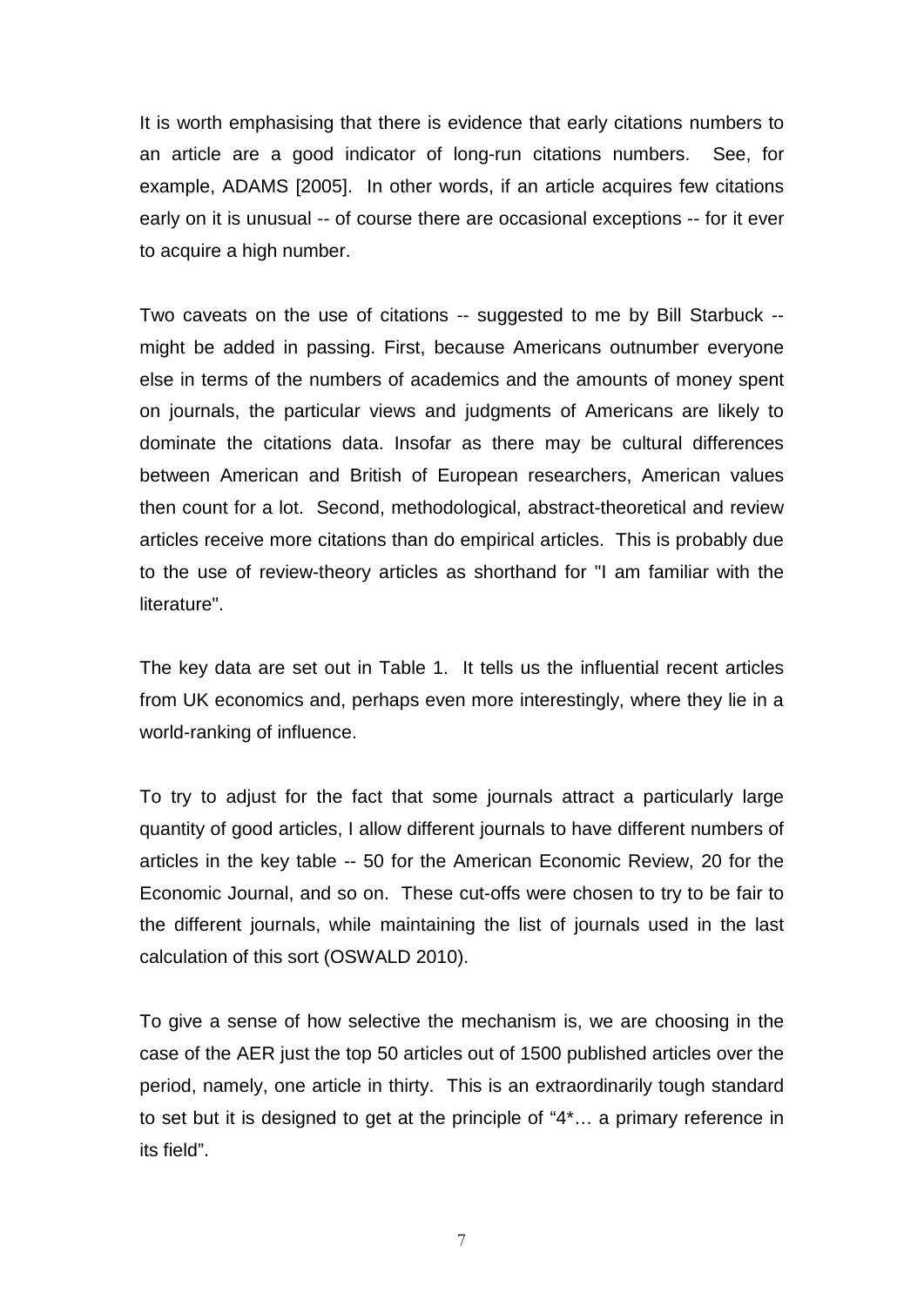It is worth emphasising that there is evidence that early citations numbers to an article are a good indicator of long-run citations numbers. See, for example, ADAMS [2005]. In other words, if an article acquires few citations early on it is unusual -- of course there are occasional exceptions -- for it ever to acquire a high number.

Two caveats on the use of citations -- suggested to me by Bill Starbuck -- might be added in passing. First, because Americans outnumber everyone else in terms of the numbers of academics and the amounts of money spent on journals, the particular views and judgments of Americans are likely to dominate the citations data. Insofar as there may be cultural differences between American and British of European researchers, American values then count for a lot. Second, methodological, abstract-theoretical and review articles receive more citations than do empirical articles. This is probably due to the use of review-theory articles as shorthand for "I am familiar with the literature".

The key data are set out in Table 1. It tells us the influential recent articles from UK economics and, perhaps even more interestingly, where they lie in a world-ranking of influence.

To try to adjust for the fact that some journals attract a particularly large quantity of good articles, I allow different journals to have different numbers of articles in the key table -- 50 for the American Economic Review, 20 for the Economic Journal, and so on. These cut-offs were chosen to try to be fair to the different journals, while maintaining the list of journals used in the last calculation of this sort (OSWALD 2010).

To give a sense of how selective the mechanism is, we are choosing in the case of the AER just the top 50 articles out of 1500 published articles over the period, namely, one article in thirty. This is an extraordinarily tough standard to set but it is designed to get at the principle of "4*… a primary reference in its field".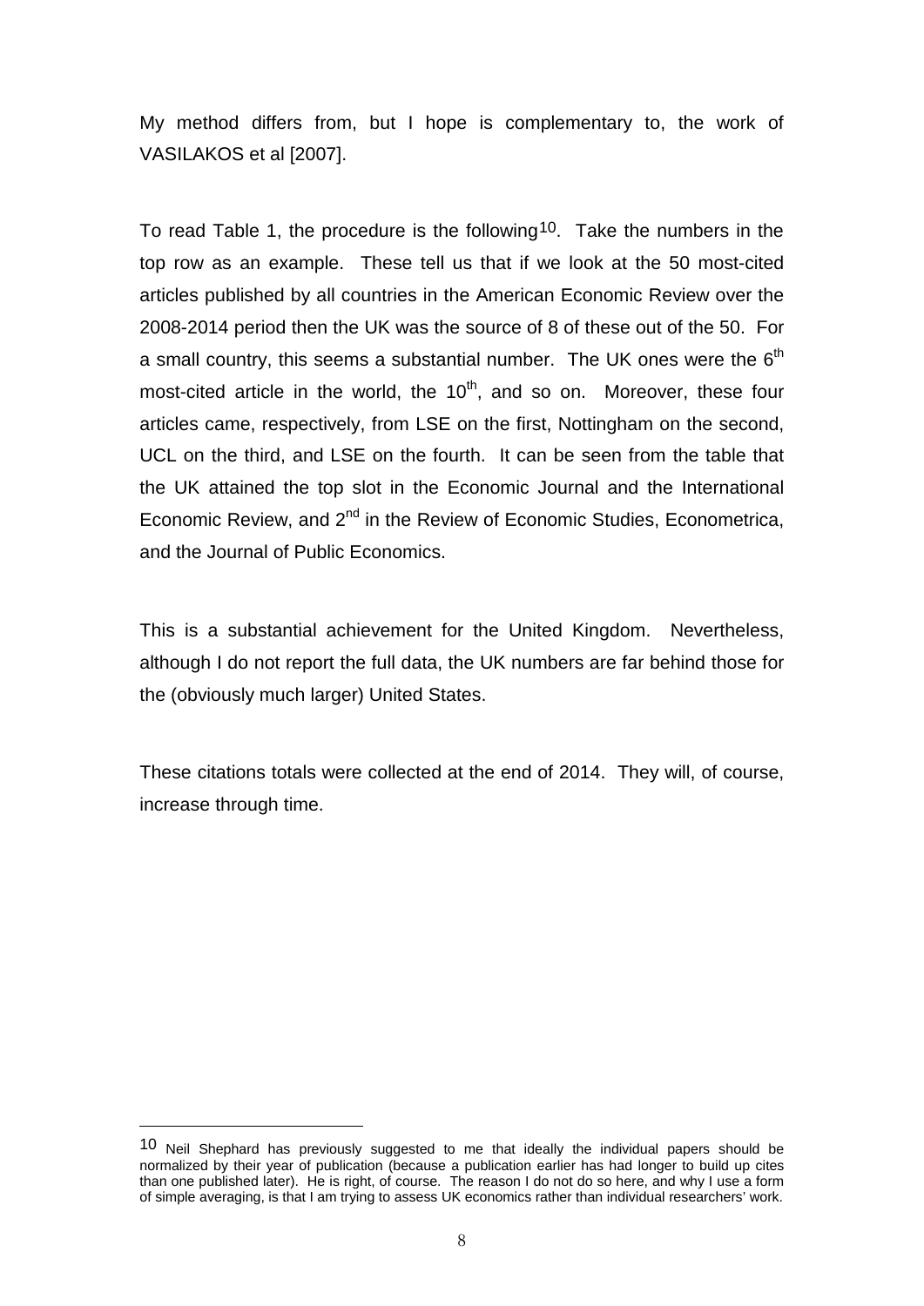My method differs from, but I hope is complementary to, the work of VASILAKOS et al [2007].

To read Table 1, the procedure is the following[10]. Take the numbers in the top row as an example. These tell us that if we look at the 50 most-cited articles published by all countries in the American Economic Review over the 2008-2014 period then the UK was the source of 8 of these out of the 50. For a small country, this seems a substantial number. The UK ones were the 6th most-cited article in the world, the 10th, and so on. Moreover, these four articles came, respectively, from LSE on the first, Nottingham on the second, UCL on the third, and LSE on the fourth. It can be seen from the table that the UK attained the top slot in the Economic Journal and the International Economic Review, and 2nd in the Review of Economic Studies, Econometrica, and the Journal of Public Economics.

This is a substantial achievement for the United Kingdom. Nevertheless, although I do not report the full data, the UK numbers are far behind those for the (obviously much larger) United States.

These citations totals were collected at the end of 2014. They will, of course, increase through time.

---

[10] Neil Shephard has previously suggested to me that ideally the individual papers should be normalized by their year of publication (because a publication earlier has had longer to build up cites than one published later). He is right, of course. The reason I do not do so here, and why I use a form of simple averaging, is that I am trying to assess UK economics rather than individual researchers' work.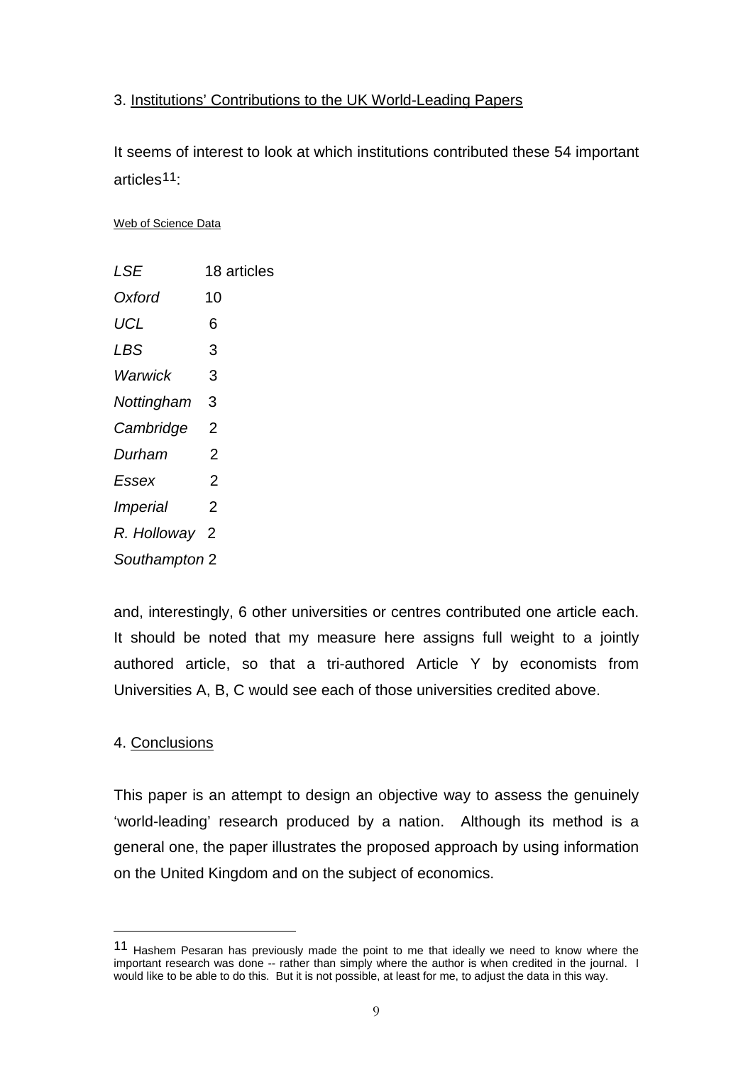## 3. Institutions' Contributions to the UK World-Leading Papers

It seems of interest to look at which institutions contributed these 54 important articles[11]:

Web of Science Data

| | |
|---|---|
| *LSE* | 18 articles |
| *Oxford* | 10 |
| *UCL* | 6 |
| *LBS* | 3 |
| *Warwick* | 3 |
| *Nottingham* | 3 |
| *Cambridge* | 2 |
| *Durham* | 2 |
| *Essex* | 2 |
| *Imperial* | 2 |
| *R. Holloway* | 2 |
| *Southampton* | 2 |

and, interestingly, 6 other universities or centres contributed one article each. It should be noted that my measure here assigns full weight to a jointly authored article, so that a tri-authored Article Y by economists from Universities A, B, C would see each of those universities credited above.

## 4. Conclusions

This paper is an attempt to design an objective way to assess the genuinely 'world-leading' research produced by a nation. Although its method is a general one, the paper illustrates the proposed approach by using information on the United Kingdom and on the subject of economics.

---

[11] Hashem Pesaran has previously made the point to me that ideally we need to know where the important research was done -- rather than simply where the author is when credited in the journal. I would like to be able to do this. But it is not possible, at least for me, to adjust the data in this way.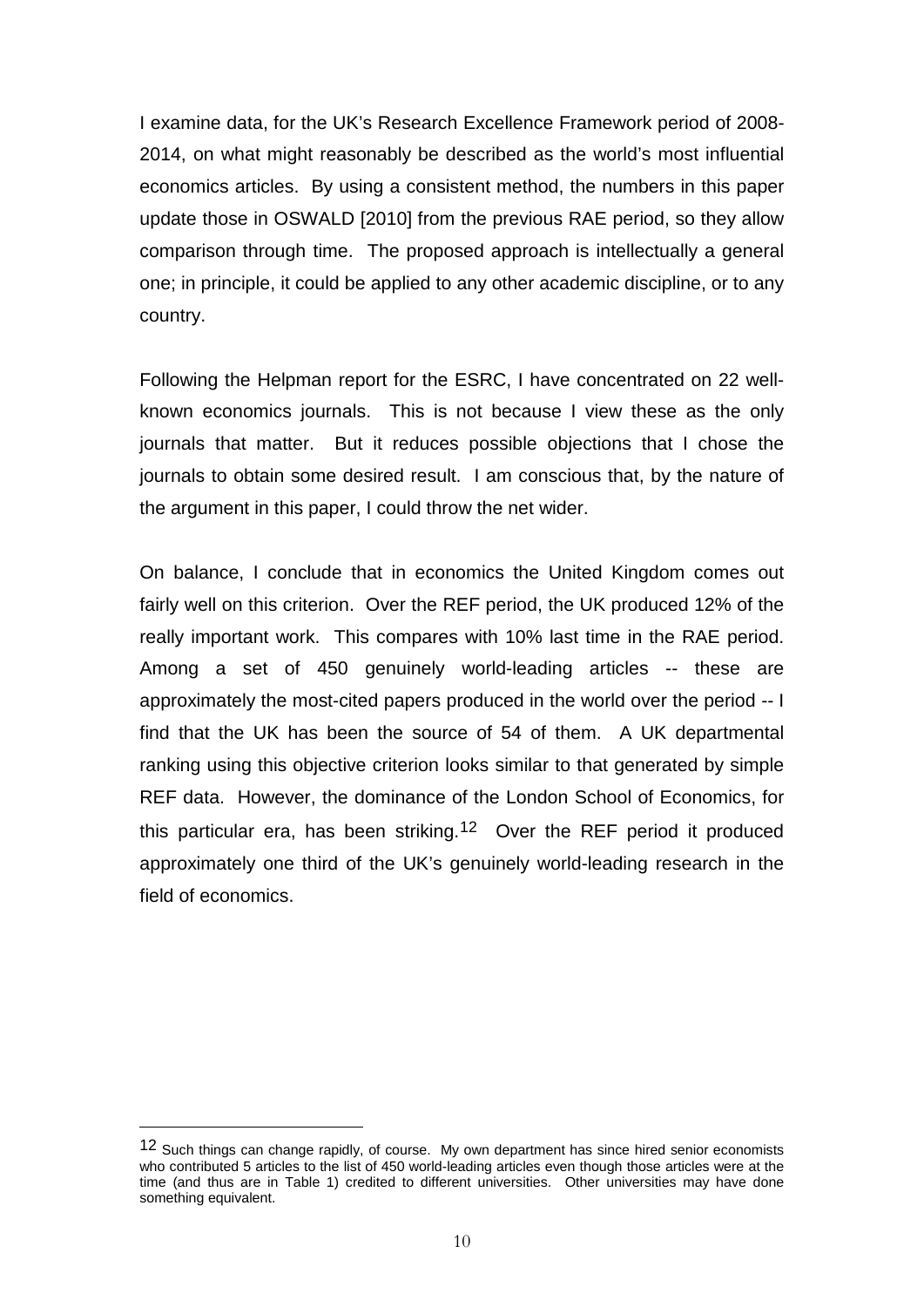I examine data, for the UK's Research Excellence Framework period of 2008-2014, on what might reasonably be described as the world's most influential economics articles. By using a consistent method, the numbers in this paper update those in OSWALD [2010] from the previous RAE period, so they allow comparison through time. The proposed approach is intellectually a general one; in principle, it could be applied to any other academic discipline, or to any country.

Following the Helpman report for the ESRC, I have concentrated on 22 well-known economics journals. This is not because I view these as the only journals that matter. But it reduces possible objections that I chose the journals to obtain some desired result. I am conscious that, by the nature of the argument in this paper, I could throw the net wider.

On balance, I conclude that in economics the United Kingdom comes out fairly well on this criterion. Over the REF period, the UK produced 12% of the really important work. This compares with 10% last time in the RAE period. Among a set of 450 genuinely world-leading articles -- these are approximately the most-cited papers produced in the world over the period -- I find that the UK has been the source of 54 of them. A UK departmental ranking using this objective criterion looks similar to that generated by simple REF data. However, the dominance of the London School of Economics, for this particular era, has been striking.[12] Over the REF period it produced approximately one third of the UK's genuinely world-leading research in the field of economics.

[12] Such things can change rapidly, of course. My own department has since hired senior economists who contributed 5 articles to the list of 450 world-leading articles even though those articles were at the time (and thus are in Table 1) credited to different universities. Other universities may have done something equivalent.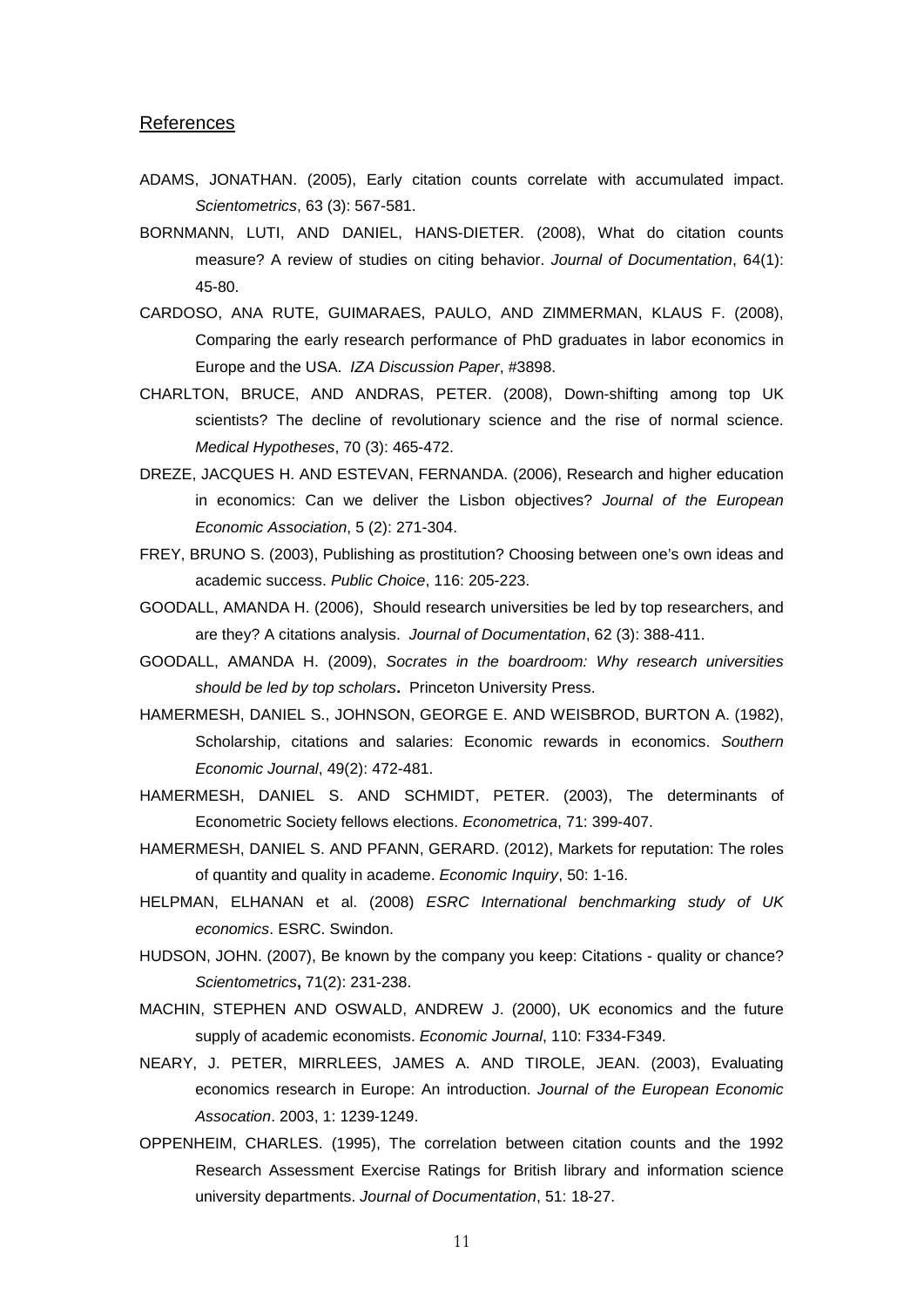## References

ADAMS, JONATHAN. (2005), Early citation counts correlate with accumulated impact. *Scientometrics*, 63 (3): 567-581.

BORNMANN, LUTI, AND DANIEL, HANS-DIETER. (2008), What do citation counts measure? A review of studies on citing behavior. *Journal of Documentation*, 64(1): 45-80.

CARDOSO, ANA RUTE, GUIMARAES, PAULO, AND ZIMMERMAN, KLAUS F. (2008), Comparing the early research performance of PhD graduates in labor economics in Europe and the USA. *IZA Discussion Paper*, #3898.

CHARLTON, BRUCE, AND ANDRAS, PETER. (2008), Down-shifting among top UK scientists? The decline of revolutionary science and the rise of normal science. *Medical Hypotheses*, 70 (3): 465-472.

DREZE, JACQUES H. AND ESTEVAN, FERNANDA. (2006), Research and higher education in economics: Can we deliver the Lisbon objectives? *Journal of the European Economic Association*, 5 (2): 271-304.

FREY, BRUNO S. (2003), Publishing as prostitution? Choosing between one's own ideas and academic success. *Public Choice*, 116: 205-223.

GOODALL, AMANDA H. (2006), Should research universities be led by top researchers, and are they? A citations analysis. *Journal of Documentation*, 62 (3): 388-411.

GOODALL, AMANDA H. (2009), *Socrates in the boardroom: Why research universities should be led by top scholars*. Princeton University Press.

HAMERMESH, DANIEL S., JOHNSON, GEORGE E. AND WEISBROD, BURTON A. (1982), Scholarship, citations and salaries: Economic rewards in economics. *Southern Economic Journal*, 49(2): 472-481.

HAMERMESH, DANIEL S. AND SCHMIDT, PETER. (2003), The determinants of Econometric Society fellows elections. *Econometrica*, 71: 399-407.

HAMERMESH, DANIEL S. AND PFANN, GERARD. (2012), Markets for reputation: The roles of quantity and quality in academe. *Economic Inquiry*, 50: 1-16.

HELPMAN, ELHANAN et al. (2008) *ESRC International benchmarking study of UK economics*. ESRC. Swindon.

HUDSON, JOHN. (2007), Be known by the company you keep: Citations - quality or chance? *Scientometrics*, 71(2): 231-238.

MACHIN, STEPHEN AND OSWALD, ANDREW J. (2000), UK economics and the future supply of academic economists. *Economic Journal*, 110: F334-F349.

NEARY, J. PETER, MIRRLEES, JAMES A. AND TIROLE, JEAN. (2003), Evaluating economics research in Europe: An introduction. *Journal of the European Economic Assocation*. 2003, 1: 1239-1249.

OPPENHEIM, CHARLES. (1995), The correlation between citation counts and the 1992 Research Assessment Exercise Ratings for British library and information science university departments. *Journal of Documentation*, 51: 18-27.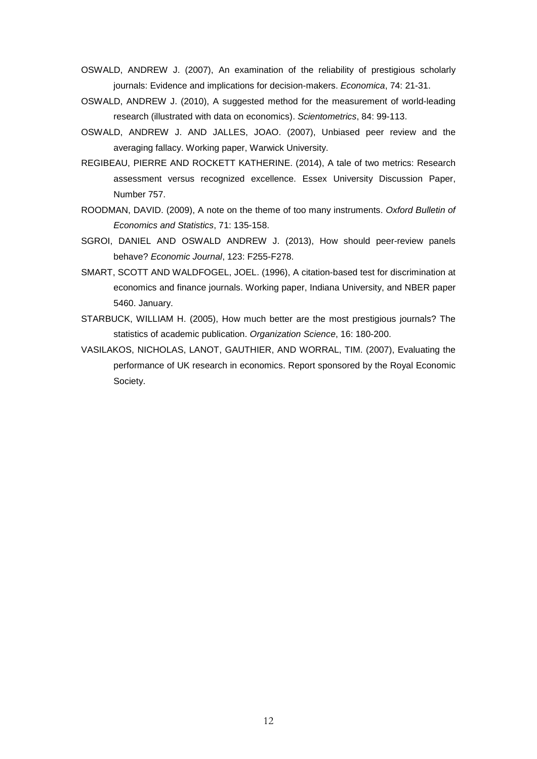OSWALD, ANDREW J. (2007), An examination of the reliability of prestigious scholarly journals: Evidence and implications for decision-makers. *Economica*, 74: 21-31.

OSWALD, ANDREW J. (2010), A suggested method for the measurement of world-leading research (illustrated with data on economics). *Scientometrics*, 84: 99-113.

OSWALD, ANDREW J. AND JALLES, JOAO. (2007), Unbiased peer review and the averaging fallacy. Working paper, Warwick University.

REGIBEAU, PIERRE AND ROCKETT KATHERINE. (2014), A tale of two metrics: Research assessment versus recognized excellence. Essex University Discussion Paper, Number 757.

ROODMAN, DAVID. (2009), A note on the theme of too many instruments. *Oxford Bulletin of Economics and Statistics*, 71: 135-158.

SGROI, DANIEL AND OSWALD ANDREW J. (2013), How should peer-review panels behave? *Economic Journal*, 123: F255-F278.

SMART, SCOTT AND WALDFOGEL, JOEL. (1996), A citation-based test for discrimination at economics and finance journals. Working paper, Indiana University, and NBER paper 5460. January.

STARBUCK, WILLIAM H. (2005), How much better are the most prestigious journals? The statistics of academic publication. *Organization Science*, 16: 180-200.

VASILAKOS, NICHOLAS, LANOT, GAUTHIER, AND WORRAL, TIM. (2007), Evaluating the performance of UK research in economics. Report sponsored by the Royal Economic Society.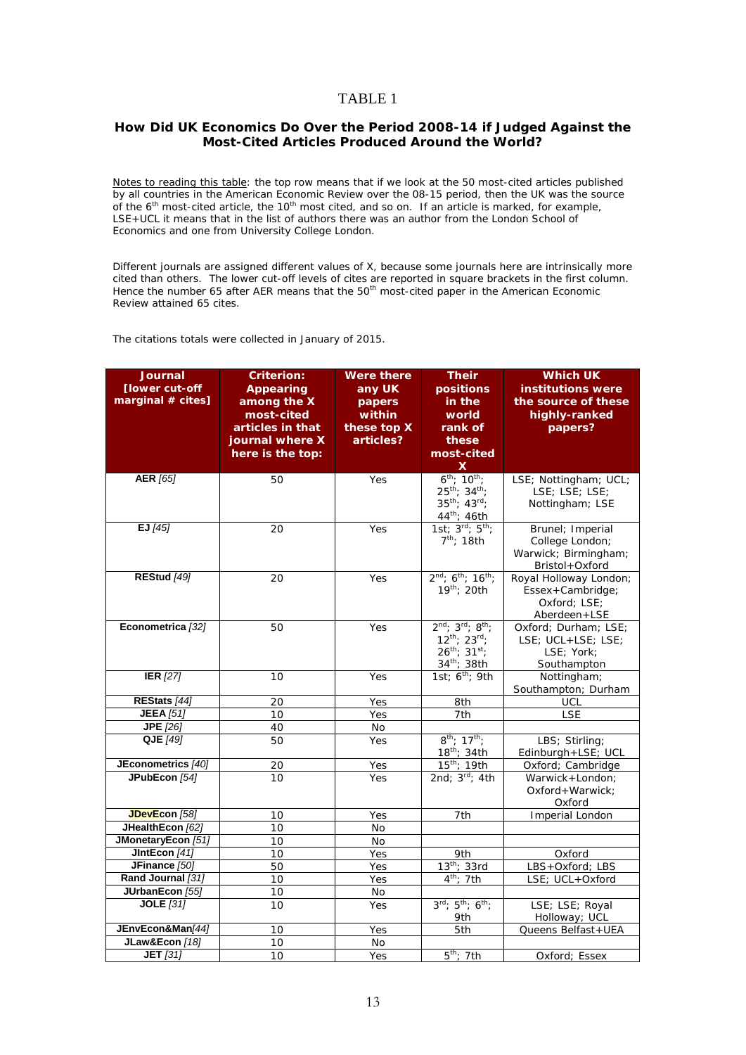# TABLE 1

## How Did UK Economics Do Over the Period 2008-14 if Judged Against the Most-Cited Articles Produced Around the World?

Notes to reading this table: the top row means that if we look at the 50 most-cited articles published by all countries in the American Economic Review over the 08-15 period, then the UK was the source of the 6th most-cited article, the 10th most cited, and so on. If an article is marked, for example, LSE+UCL it means that in the list of authors there was an author from the London School of Economics and one from University College London.

Different journals are assigned different values of X, because some journals here are intrinsically more cited than others. The lower cut-off levels of cites are reported in square brackets in the first column. Hence the number 65 after AER means that the 50th most-cited paper in the American Economic Review attained 65 cites.

The citations totals were collected in January of 2015.

| Journal [lower cut-off marginal # cites] | Criterion: Appearing among the X most-cited articles in that journal where X here is the top: | Were there any UK papers within these top X articles? | Their positions in the world rank of these most-cited X | Which UK institutions were the source of these highly-ranked papers? |
|---|---|---|---|---|
| **AER** *[65]* | 50 | Yes | 6th; 10th; 25th; 34th; 35th; 43rd; 44th; 46th | LSE; Nottingham; UCL; LSE; LSE; LSE; Nottingham; LSE |
| **EJ** *[45]* | 20 | Yes | 1st; 3rd; 5th; 7th; 18th | Brunel; Imperial College London; Warwick; Birmingham; Bristol+Oxford |
| **REStud** *[49]* | 20 | Yes | 2nd; 6th; 16th; 19th; 20th | Royal Holloway London; Essex+Cambridge; Oxford; LSE; Aberdeen+LSE |
| **Econometrica** *[32]* | 50 | Yes | 2nd; 3rd; 8th; 12th; 23rd; 26th; 31st; 34th; 38th | Oxford; Durham; LSE; LSE; UCL+LSE; LSE; LSE; York; Southampton |
| **IER** *[27]* | 10 | Yes | 1st; 6th; 9th | Nottingham; Southampton; Durham |
| **REStats** *[44]* | 20 | Yes | 8th | UCL |
| **JEEA** *[51]* | 10 | Yes | 7th | LSE |
| **JPE** *[26]* | 40 | No | | |
| **QJE** *[49]* | 50 | Yes | 8th; 17th; 18th; 34th | LBS; Stirling; Edinburgh+LSE; UCL |
| **JEconometrics** *[40]* | 20 | Yes | 15th; 19th | Oxford; Cambridge |
| **JPubEcon** *[54]* | 10 | Yes | 2nd; 3rd; 4th | Warwick+London; Oxford+Warwick; Oxford |
| **JDevEcon** *[58]* | 10 | Yes | 7th | Imperial London |
| **JHealthEcon** *[62]* | 10 | No | | |
| **JMonetaryEcon** *[51]* | 10 | No | | |
| **JIntEcon** *[41]* | 10 | Yes | 9th | Oxford |
| **JFinance** *[50]* | 50 | Yes | 13th; 33rd | LBS+Oxford; LBS |
| **Rand Journal** *[31]* | 10 | Yes | 4th; 7th | LSE; UCL+Oxford |
| **JUrbanEcon** *[55]* | 10 | No | | |
| **JOLE** *[31]* | 10 | Yes | 3rd; 5th; 6th; 9th | LSE; LSE; Royal Holloway; UCL |
| **JEnvEcon&Man** *[44]* | 10 | Yes | 5th | Queens Belfast+UEA |
| **JLaw&Econ** *[18]* | 10 | No | | |
| **JET** *[31]* | 10 | Yes | 5th; 7th | Oxford; Essex |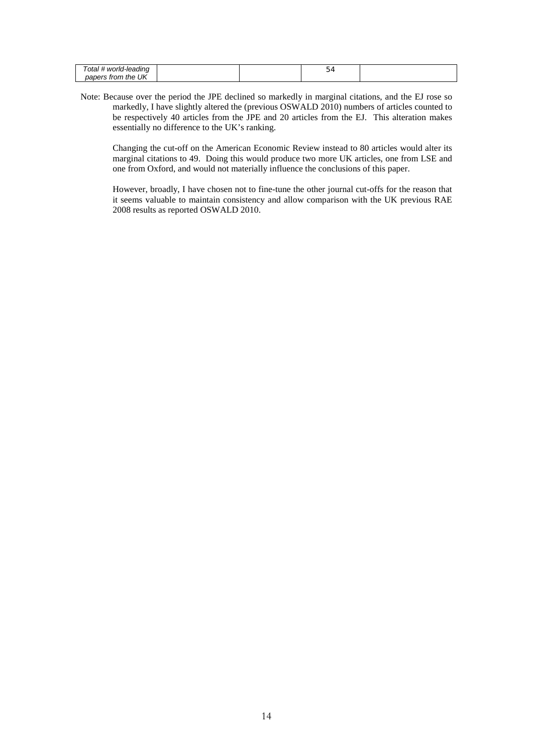| | | | | |
|---|---|---|---|---|
| *Total # world-leading papers from the UK* | | | 54 | |

Note: Because over the period the JPE declined so markedly in marginal citations, and the EJ rose so markedly, I have slightly altered the (previous OSWALD 2010) numbers of articles counted to be respectively 40 articles from the JPE and 20 articles from the EJ. This alteration makes essentially no difference to the UK's ranking.

Changing the cut-off on the American Economic Review instead to 80 articles would alter its marginal citations to 49. Doing this would produce two more UK articles, one from LSE and one from Oxford, and would not materially influence the conclusions of this paper.

However, broadly, I have chosen not to fine-tune the other journal cut-offs for the reason that it seems valuable to maintain consistency and allow comparison with the UK previous RAE 2008 results as reported OSWALD 2010.